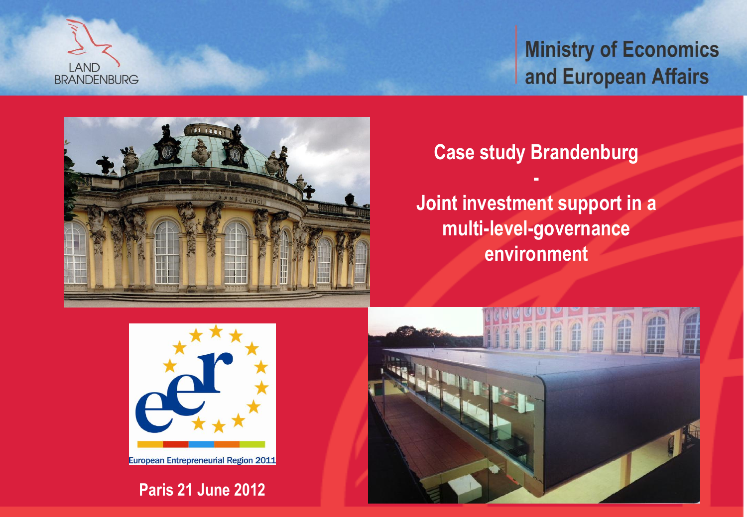LAND BRANDENBURG

Ministry of Economics and European Affairs

# Case study Brandenburg - Joint investment support in a multi-level-governance environment

European Entrepreneurial Region 2011

**Paris 21 June 2012**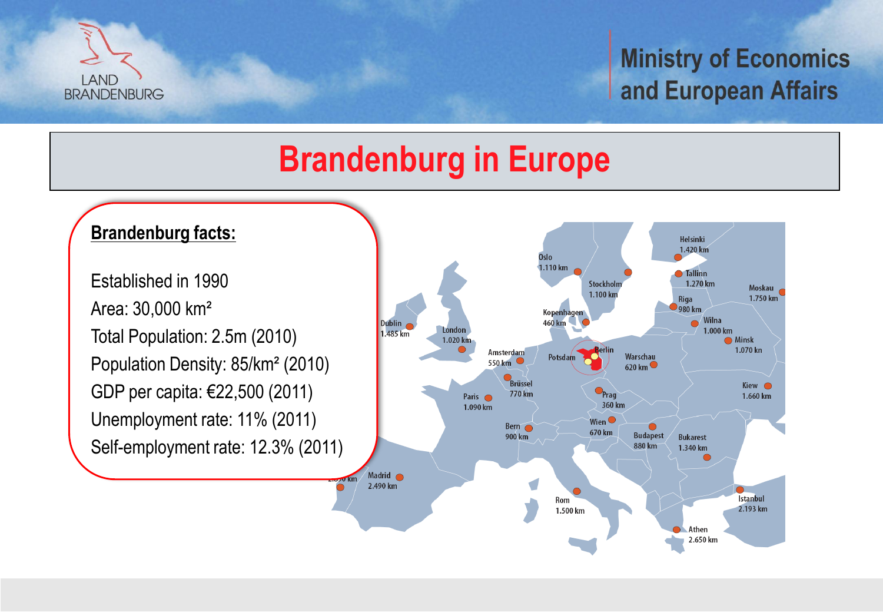# Brandenburg in Europe

**Brandenburg facts:**

Established in 1990
Area: 30,000 km²
Total Population: 2.5m (2010)
Population Density: 85/km² (2010)
GDP per capita: €22,500 (2011)
Unemployment rate: 11% (2011)
Self-employment rate: 12.3% (2011)

Helsinki 1.420 km
Oslo 1.110 km
Tallinn 1.270 km
Stockholm 1.100 km
Moskau 1.750 km
Riga 980 km
Kopenhagen 460 km
Wilna 1.000 km
Dublin 1.485 km
London 1.020 km
Minsk 1.070 km
Amsterdam 550 km
Potsdam
Berlin
Warschau 620 km
Brüssel 770 km
Kiew 1.660 km
Paris 1.090 km
Prag 360 km
Bern 900 km
Wien 670 km
Budapest 880 km
Bukarest 1.340 km
Madrid 2.490 km
Rom 1.500 km
Istanbul 2.193 km
Athen 2.650 km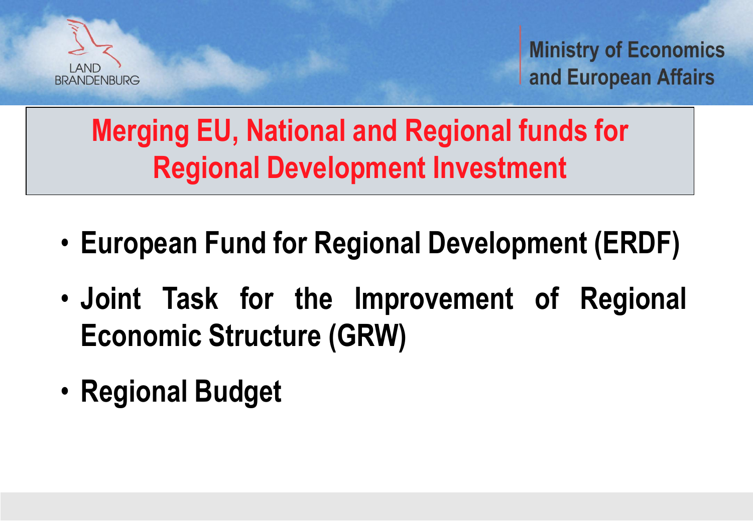# Merging EU, National and Regional funds for Regional Development Investment

- **European Fund for Regional Development (ERDF)**
- **Joint Task for the Improvement of Regional Economic Structure (GRW)**
- **Regional Budget**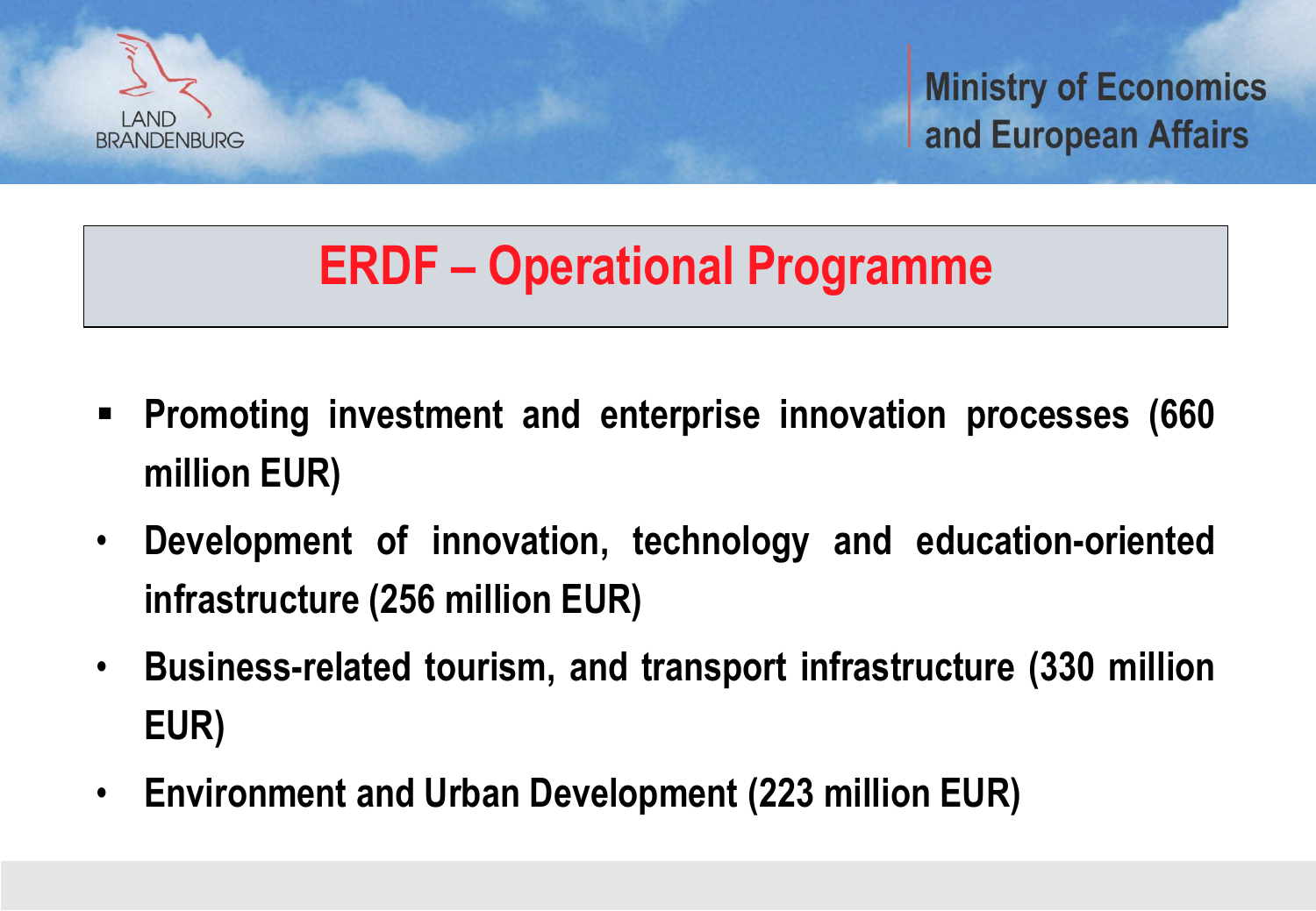# ERDF – Operational Programme

- **Promoting investment and enterprise innovation processes (660 million EUR)**
- **Development of innovation, technology and education-oriented infrastructure (256 million EUR)**
- **Business-related tourism, and transport infrastructure (330 million EUR)**
- **Environment and Urban Development (223 million EUR)**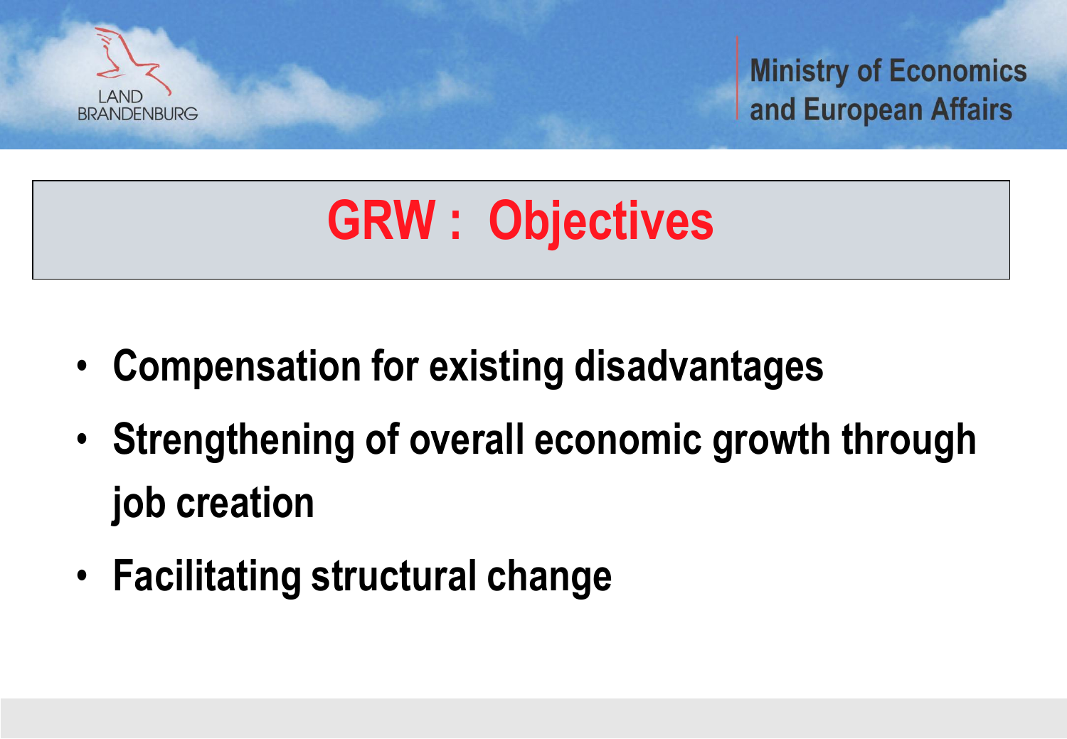# GRW : Objectives

- **Compensation for existing disadvantages**
- **Strengthening of overall economic growth through job creation**
- **Facilitating structural change**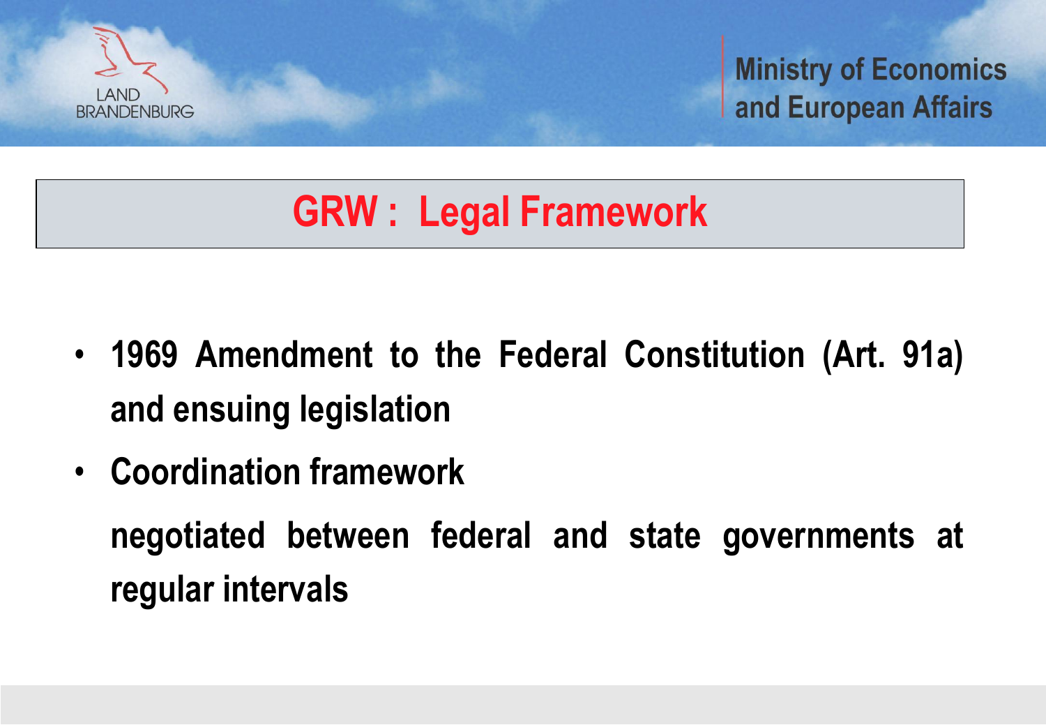# GRW : Legal Framework

- **1969 Amendment to the Federal Constitution (Art. 91a) and ensuing legislation**
- **Coordination framework**

  **negotiated between federal and state governments at regular intervals**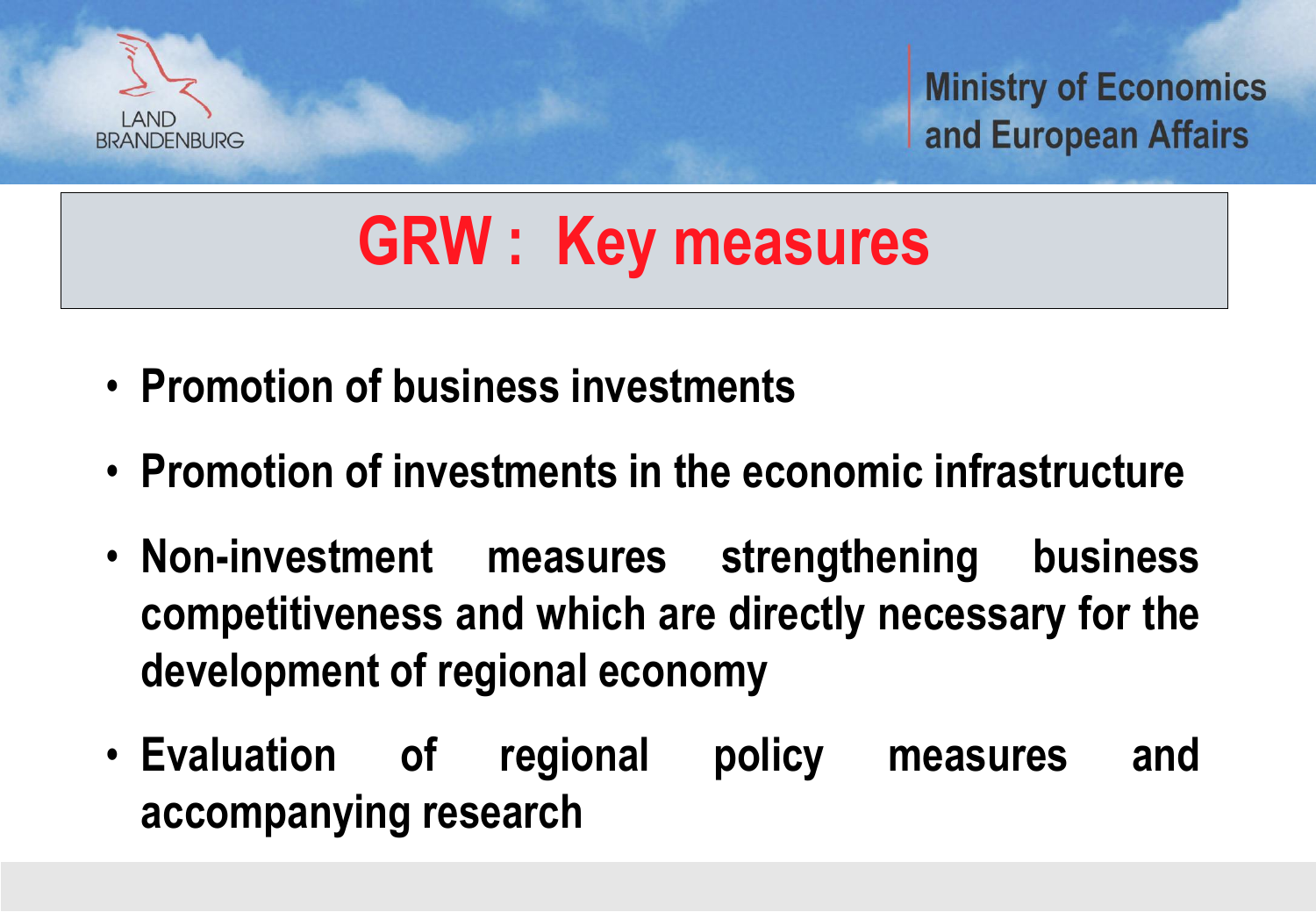# GRW : Key measures

- **Promotion of business investments**
- **Promotion of investments in the economic infrastructure**
- **Non-investment measures strengthening business competitiveness and which are directly necessary for the development of regional economy**
- **Evaluation of regional policy measures and accompanying research**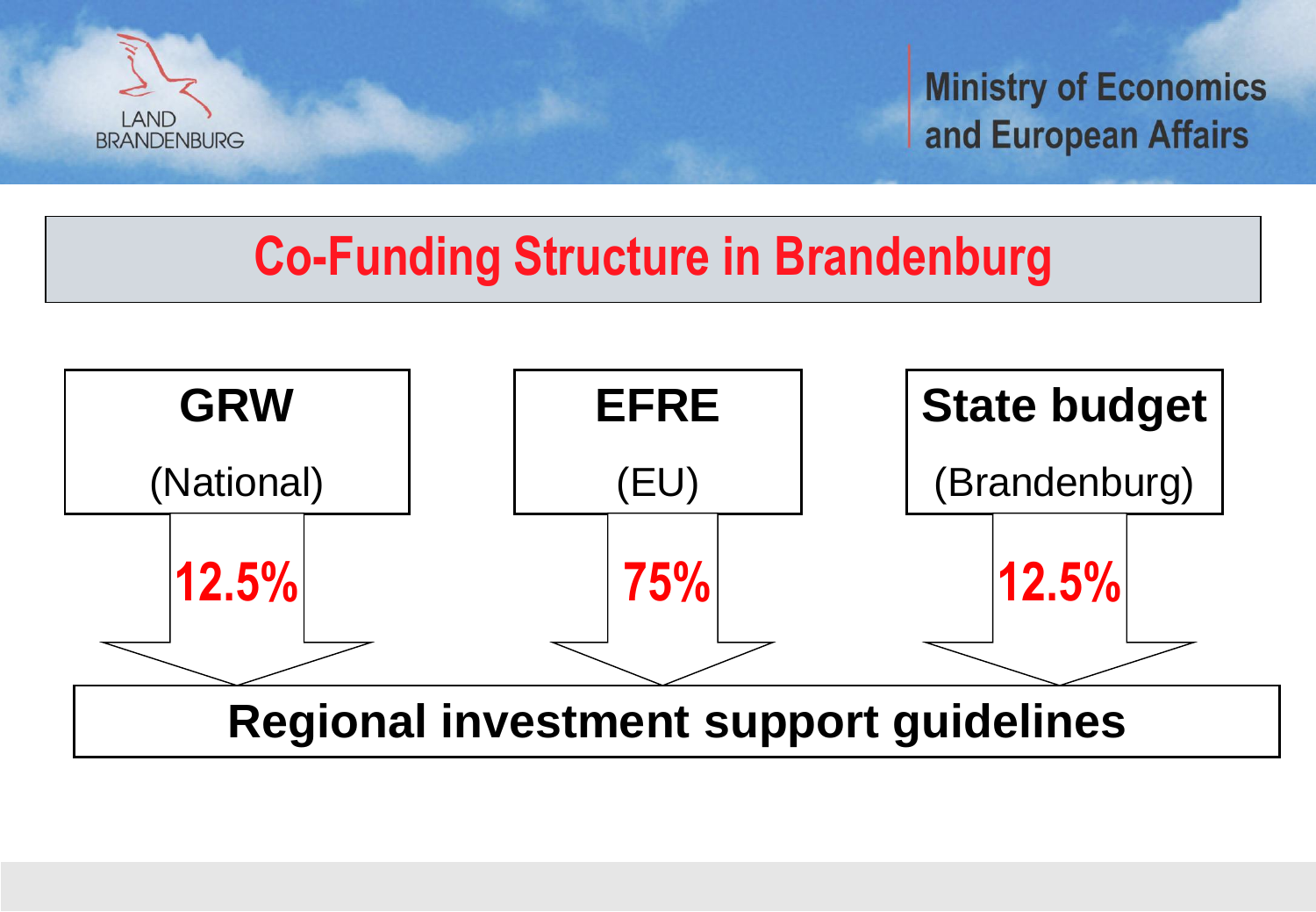# Co-Funding Structure in Brandenburg

| GRW (National) | EFRE (EU) | State budget (Brandenburg) |
| --- | --- | --- |
| 12.5% | 75% | 12.5% |

**Regional investment support guidelines**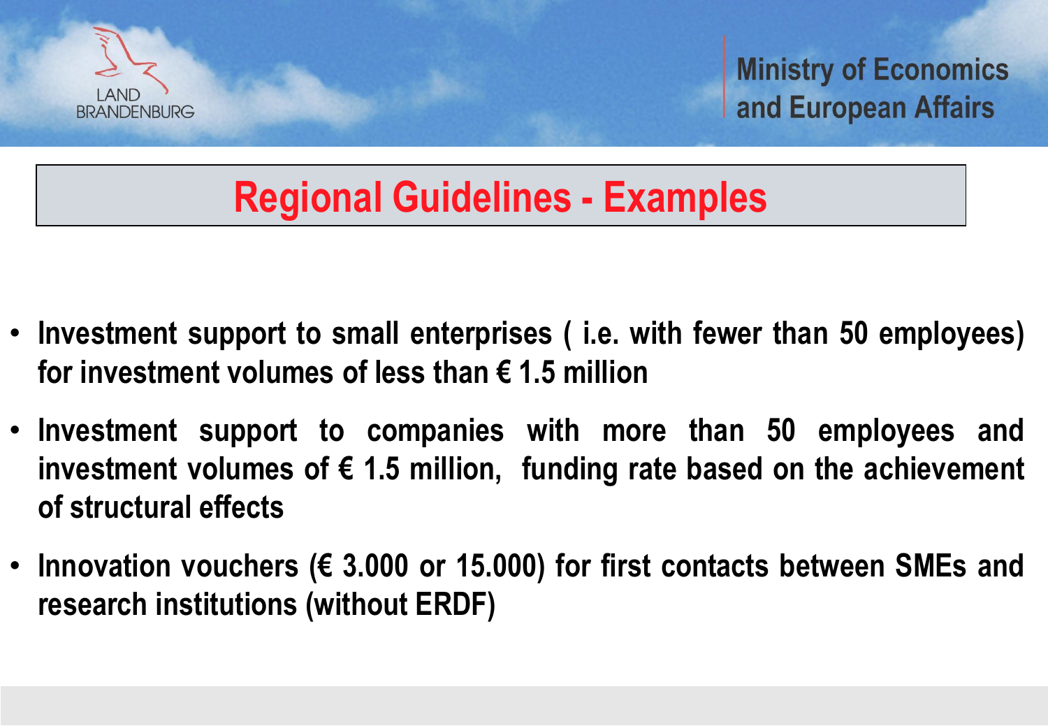Ministry of Economics and European Affairs

# Regional Guidelines - Examples

- **Investment support to small enterprises ( i.e. with fewer than 50 employees) for investment volumes of less than € 1.5 million**
- **Investment support to companies with more than 50 employees and investment volumes of € 1.5 million, funding rate based on the achievement of structural effects**
- **Innovation vouchers (€ 3.000 or 15.000) for first contacts between SMEs and research institutions (without ERDF)**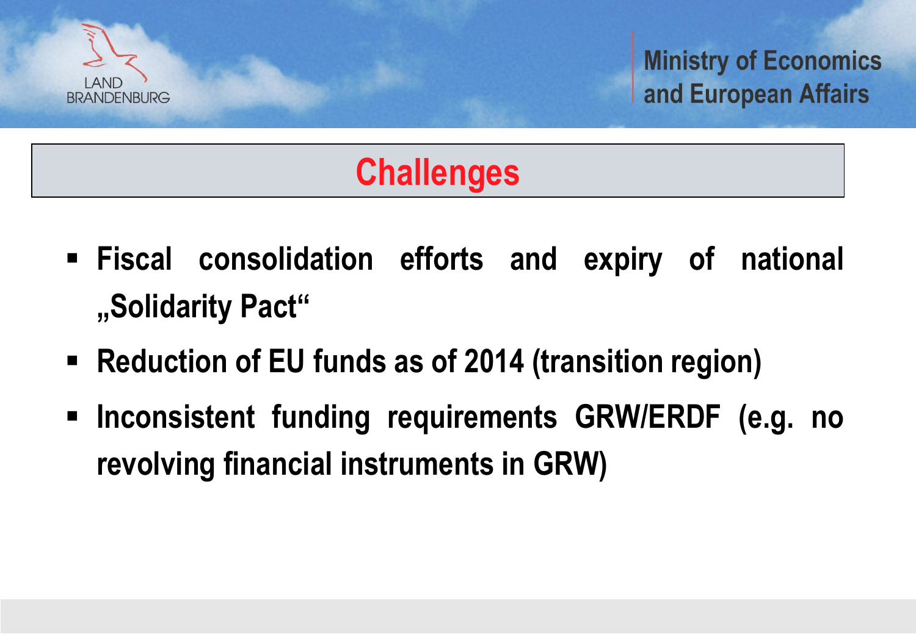## Challenges

- Fiscal consolidation efforts and expiry of national „Solidarity Pact“
- Reduction of EU funds as of 2014 (transition region)
- Inconsistent funding requirements GRW/ERDF (e.g. no revolving financial instruments in GRW)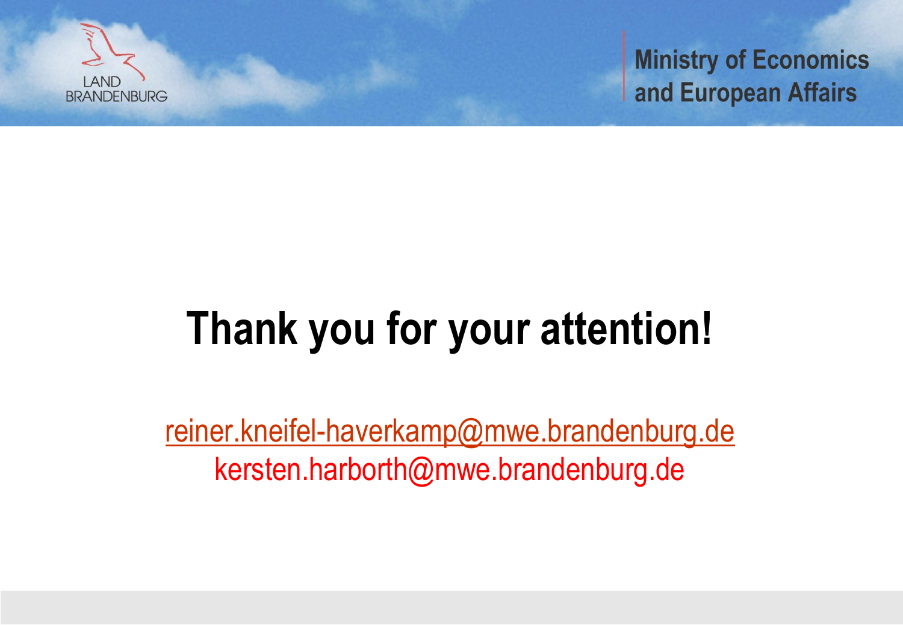LAND BRANDENBURG

Ministry of Economics and European Affairs

# Thank you for your attention!

reiner.kneifel-haverkamp@mwe.brandenburg.de
kersten.harborth@mwe.brandenburg.de